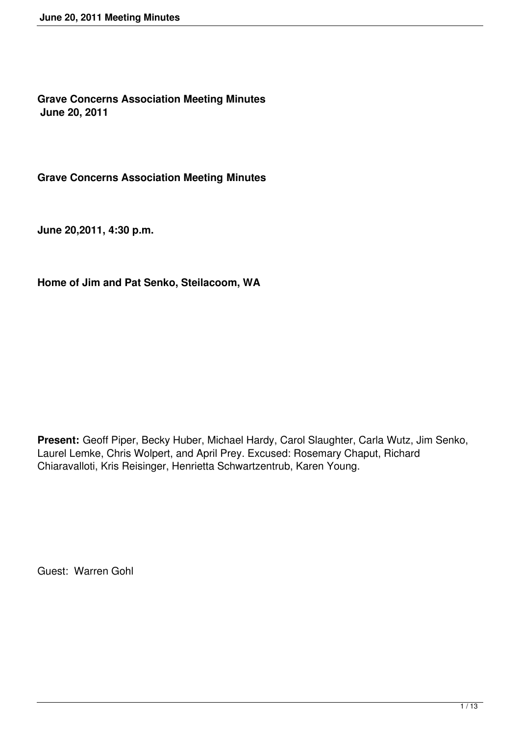**Grave Concerns Association Meeting Minutes**
**June 20, 2011**

**Grave Concerns Association Meeting Minutes**

**June 20,2011, 4:30 p.m.**

**Home of Jim and Pat Senko, Steilacoom, WA**

**Present:** Geoff Piper, Becky Huber, Michael Hardy, Carol Slaughter, Carla Wutz, Jim Senko, Laurel Lemke, Chris Wolpert, and April Prey. Excused: Rosemary Chaput, Richard Chiaravalloti, Kris Reisinger, Henrietta Schwartzentrub, Karen Young.

Guest: Warren Gohl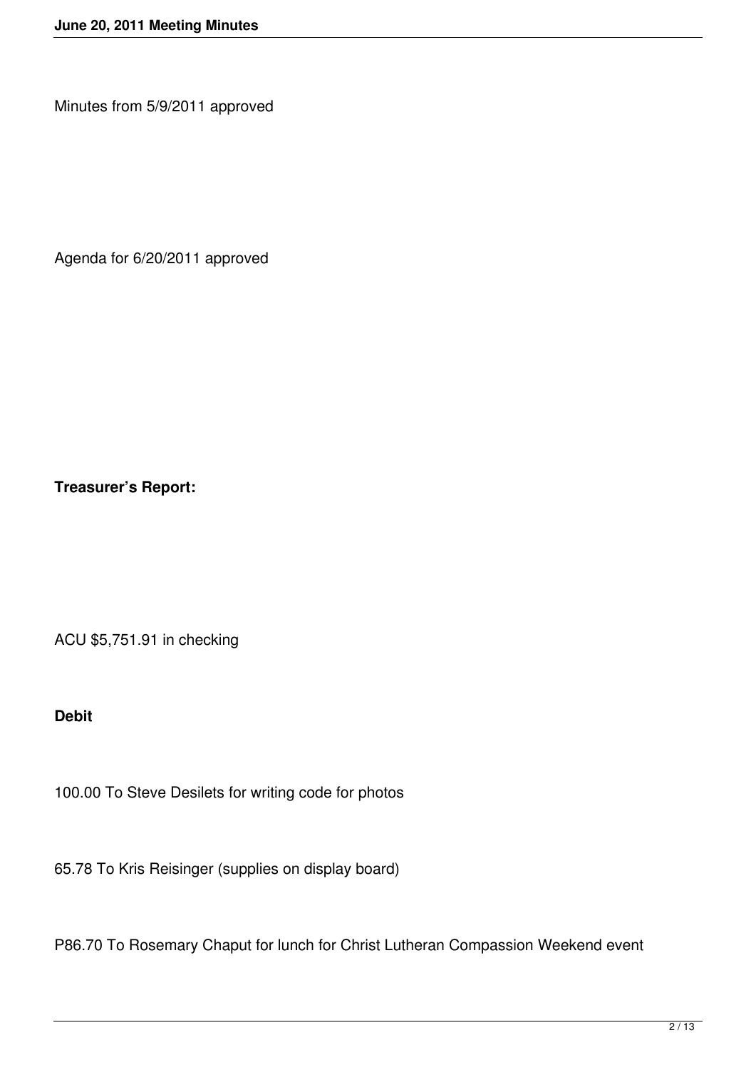Minutes from 5/9/2011 approved

Agenda for 6/20/2011 approved

**Treasurer's Report:**

ACU $5,751.91 in checking

**Debit**

100.00 To Steve Desilets for writing code for photos

65.78 To Kris Reisinger (supplies on display board)

P86.70 To Rosemary Chaput for lunch for Christ Lutheran Compassion Weekend event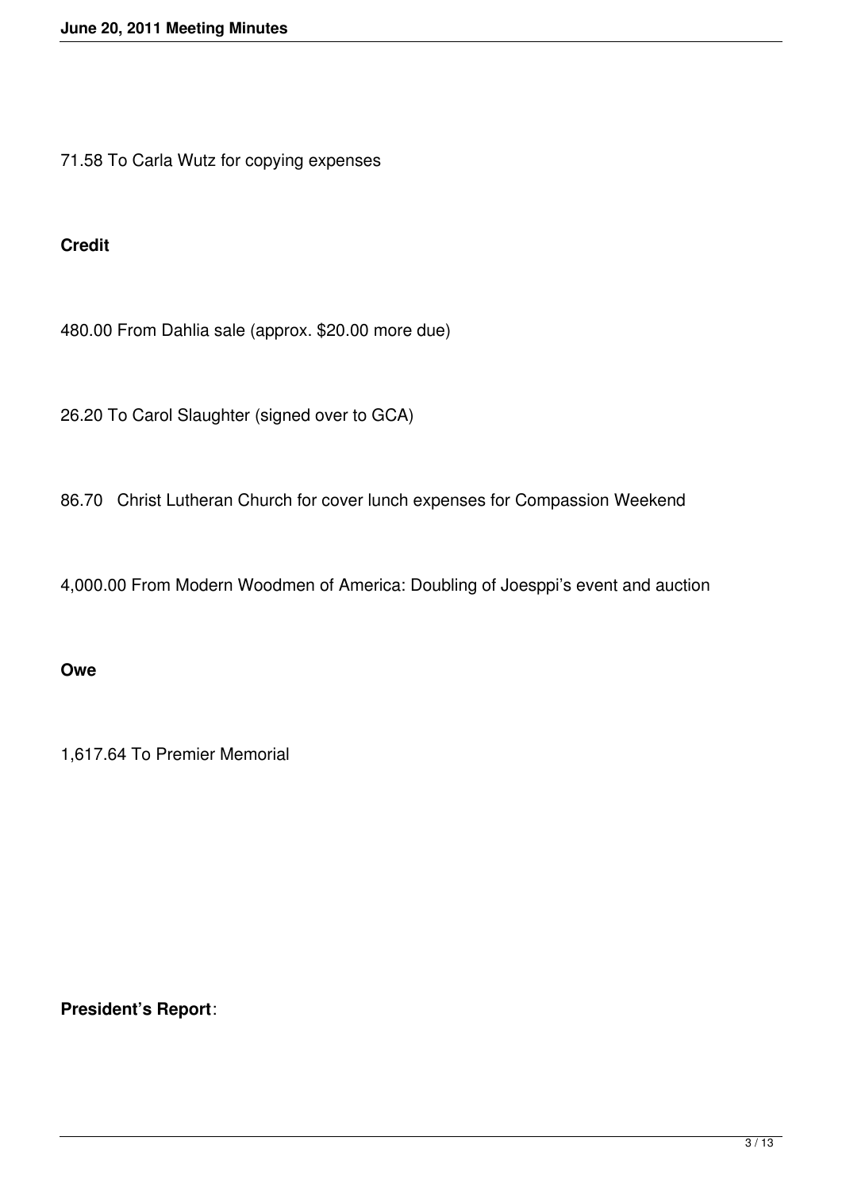71.58 To Carla Wutz for copying expenses

**Credit**

480.00 From Dahlia sale (approx. $20.00 more due)

26.20 To Carol Slaughter (signed over to GCA)

86.70 Christ Lutheran Church for cover lunch expenses for Compassion Weekend

4,000.00 From Modern Woodmen of America: Doubling of Joesppi's event and auction

**Owe**

1,617.64 To Premier Memorial

**President's Report**: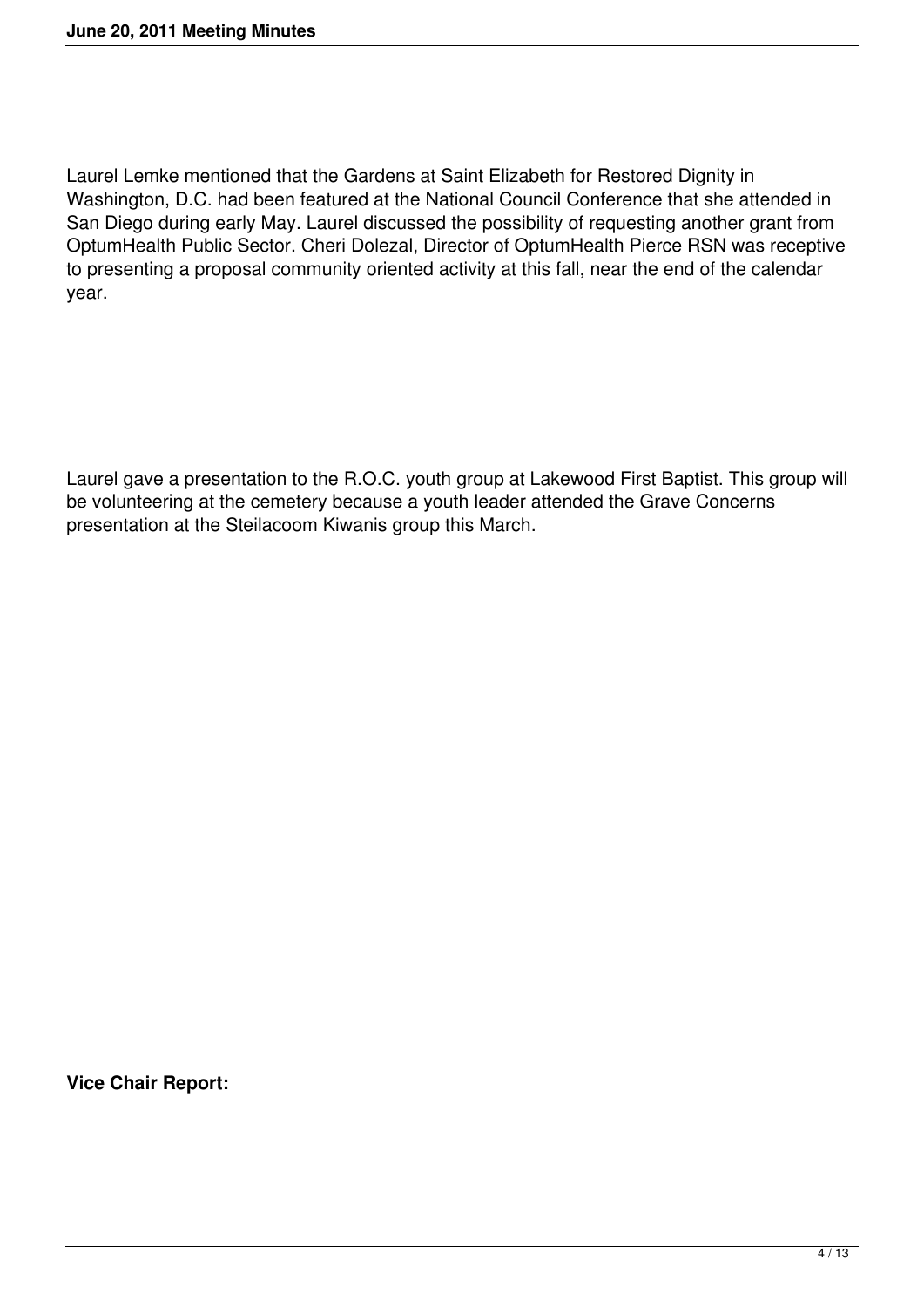Laurel Lemke mentioned that the Gardens at Saint Elizabeth for Restored Dignity in Washington, D.C. had been featured at the National Council Conference that she attended in San Diego during early May. Laurel discussed the possibility of requesting another grant from OptumHealth Public Sector. Cheri Dolezal, Director of OptumHealth Pierce RSN was receptive to presenting a proposal community oriented activity at this fall, near the end of the calendar year.

Laurel gave a presentation to the R.O.C. youth group at Lakewood First Baptist. This group will be volunteering at the cemetery because a youth leader attended the Grave Concerns presentation at the Steilacoom Kiwanis group this March.

**Vice Chair Report:**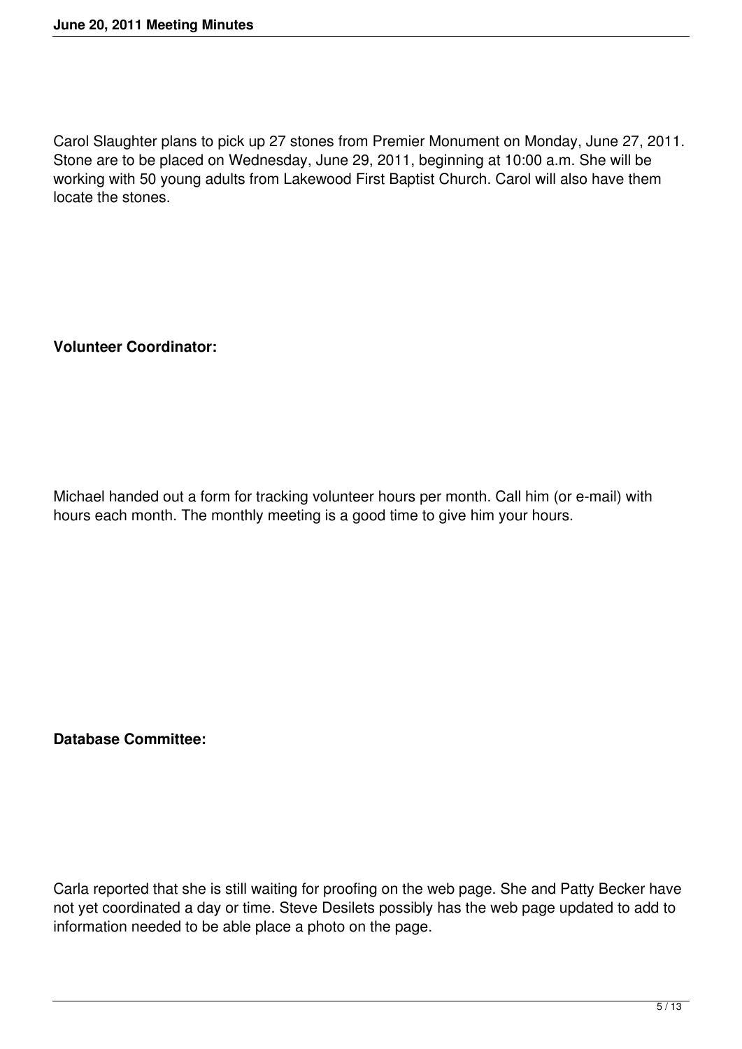Carol Slaughter plans to pick up 27 stones from Premier Monument on Monday, June 27, 2011. Stone are to be placed on Wednesday, June 29, 2011, beginning at 10:00 a.m. She will be working with 50 young adults from Lakewood First Baptist Church. Carol will also have them locate the stones.

**Volunteer Coordinator:**

Michael handed out a form for tracking volunteer hours per month. Call him (or e-mail) with hours each month. The monthly meeting is a good time to give him your hours.

**Database Committee:**

Carla reported that she is still waiting for proofing on the web page. She and Patty Becker have not yet coordinated a day or time. Steve Desilets possibly has the web page updated to add to information needed to be able place a photo on the page.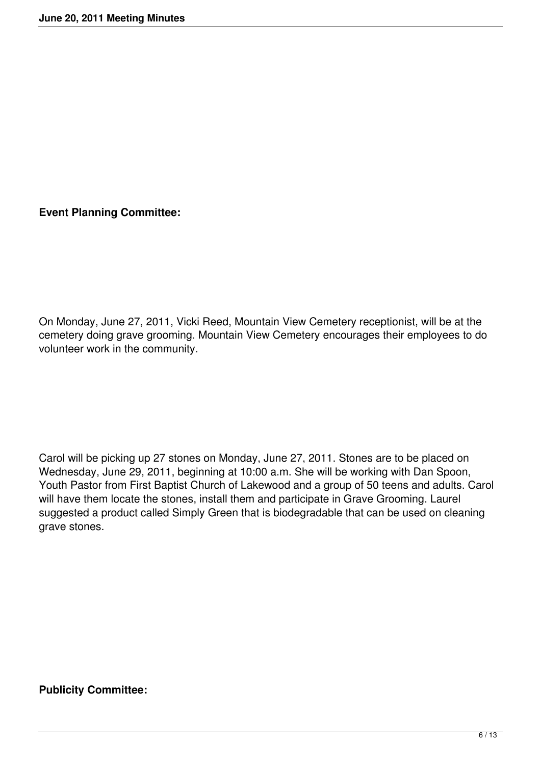**Event Planning Committee:**

On Monday, June 27, 2011, Vicki Reed, Mountain View Cemetery receptionist, will be at the cemetery doing grave grooming. Mountain View Cemetery encourages their employees to do volunteer work in the community.

Carol will be picking up 27 stones on Monday, June 27, 2011. Stones are to be placed on Wednesday, June 29, 2011, beginning at 10:00 a.m. She will be working with Dan Spoon, Youth Pastor from First Baptist Church of Lakewood and a group of 50 teens and adults. Carol will have them locate the stones, install them and participate in Grave Grooming. Laurel suggested a product called Simply Green that is biodegradable that can be used on cleaning grave stones.

**Publicity Committee:**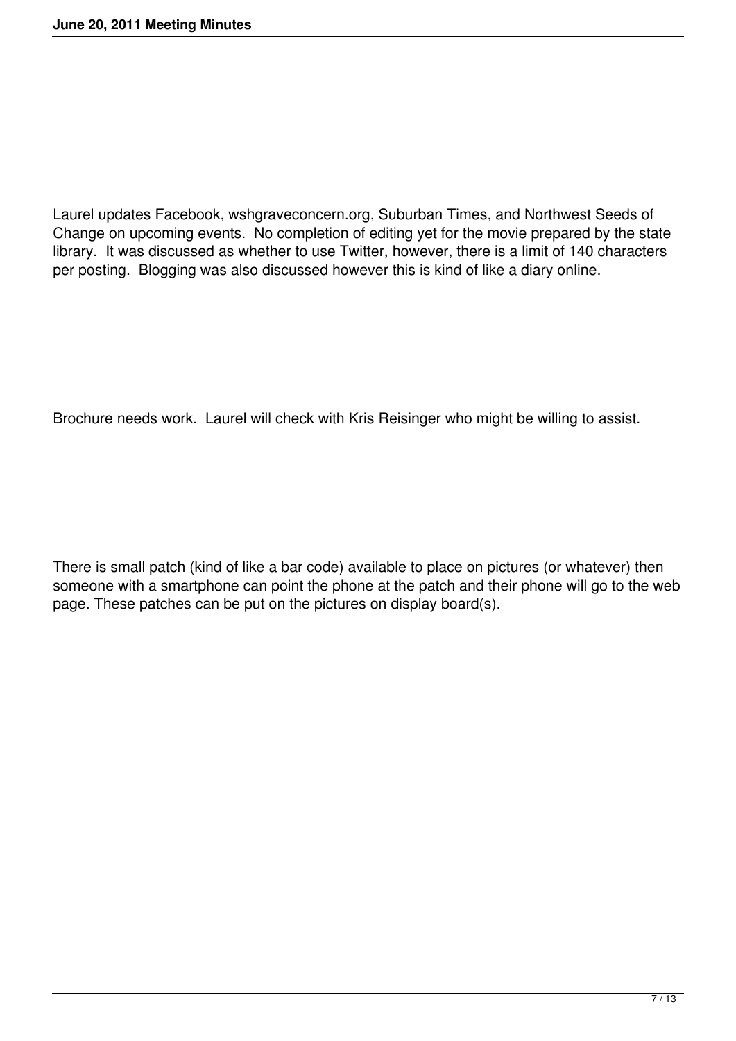Laurel updates Facebook, wshgraveconcern.org, Suburban Times, and Northwest Seeds of Change on upcoming events. No completion of editing yet for the movie prepared by the state library. It was discussed as whether to use Twitter, however, there is a limit of 140 characters per posting. Blogging was also discussed however this is kind of like a diary online.

Brochure needs work. Laurel will check with Kris Reisinger who might be willing to assist.

There is small patch (kind of like a bar code) available to place on pictures (or whatever) then someone with a smartphone can point the phone at the patch and their phone will go to the web page. These patches can be put on the pictures on display board(s).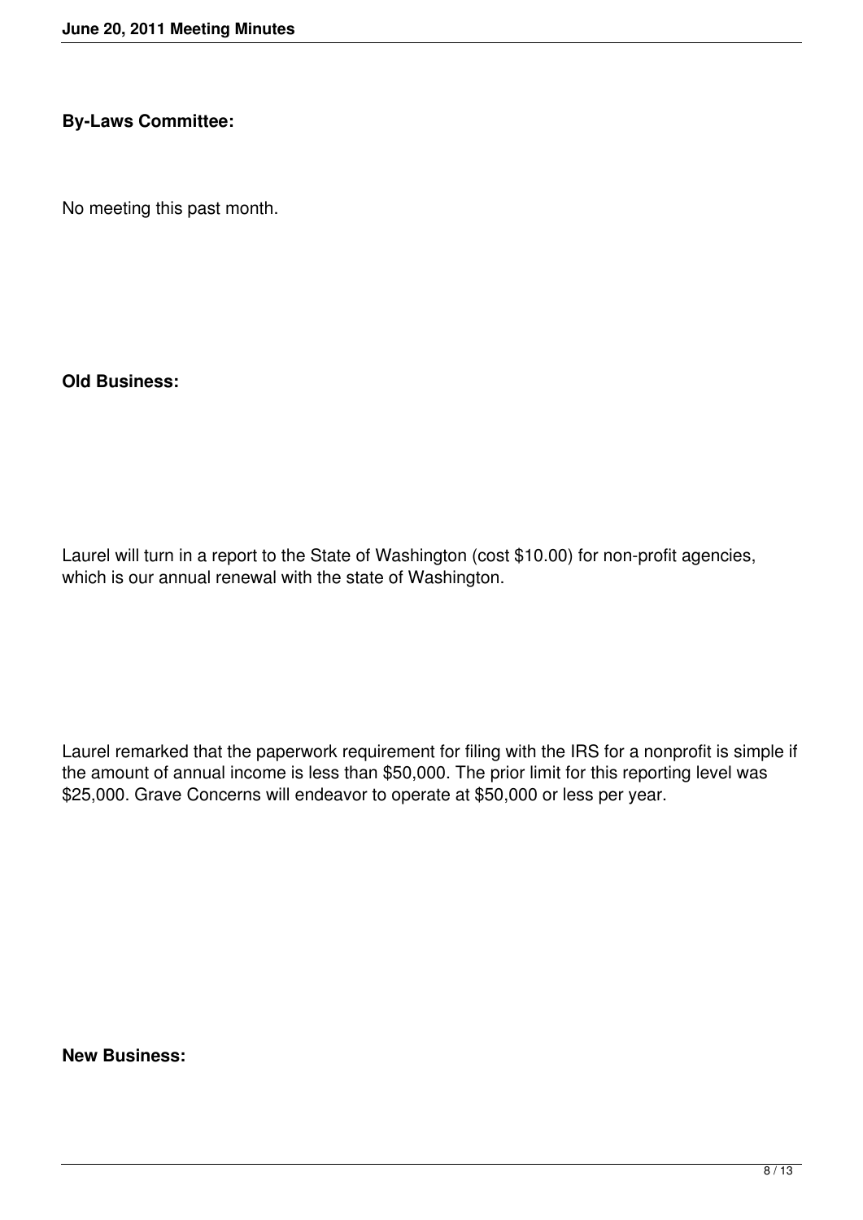**By-Laws Committee:**

No meeting this past month.

**Old Business:**

Laurel will turn in a report to the State of Washington (cost $10.00) for non-profit agencies, which is our annual renewal with the state of Washington.

Laurel remarked that the paperwork requirement for filing with the IRS for a nonprofit is simple if the amount of annual income is less than $50,000. The prior limit for this reporting level was $25,000. Grave Concerns will endeavor to operate at $50,000 or less per year.

**New Business:**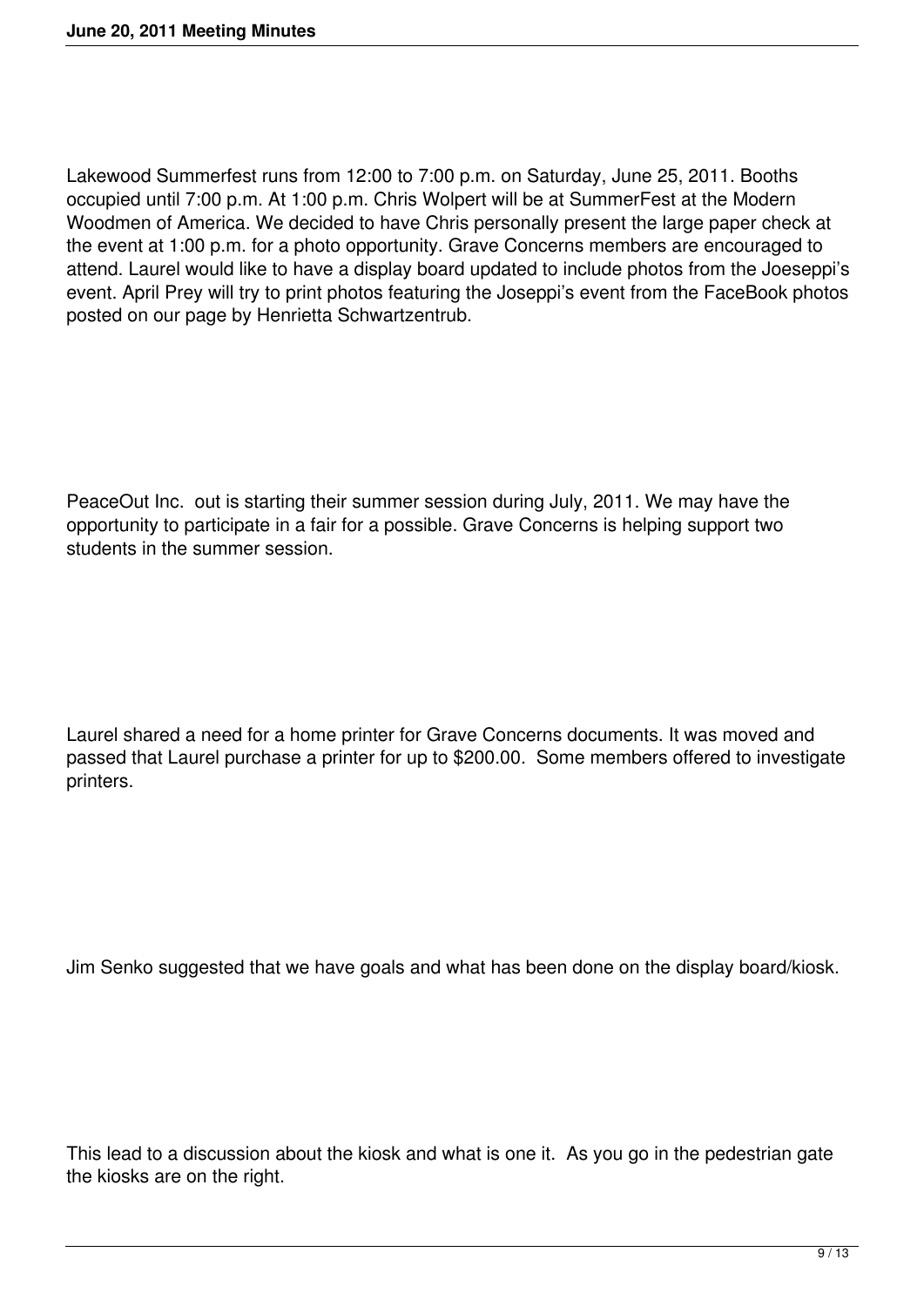Lakewood Summerfest runs from 12:00 to 7:00 p.m. on Saturday, June 25, 2011. Booths occupied until 7:00 p.m. At 1:00 p.m. Chris Wolpert will be at SummerFest at the Modern Woodmen of America. We decided to have Chris personally present the large paper check at the event at 1:00 p.m. for a photo opportunity. Grave Concerns members are encouraged to attend. Laurel would like to have a display board updated to include photos from the Joeseppi's event. April Prey will try to print photos featuring the Joseppi's event from the FaceBook photos posted on our page by Henrietta Schwartzentrub.

PeaceOut Inc. out is starting their summer session during July, 2011. We may have the opportunity to participate in a fair for a possible. Grave Concerns is helping support two students in the summer session.

Laurel shared a need for a home printer for Grave Concerns documents. It was moved and passed that Laurel purchase a printer for up to $200.00. Some members offered to investigate printers.

Jim Senko suggested that we have goals and what has been done on the display board/kiosk.

This lead to a discussion about the kiosk and what is one it. As you go in the pedestrian gate the kiosks are on the right.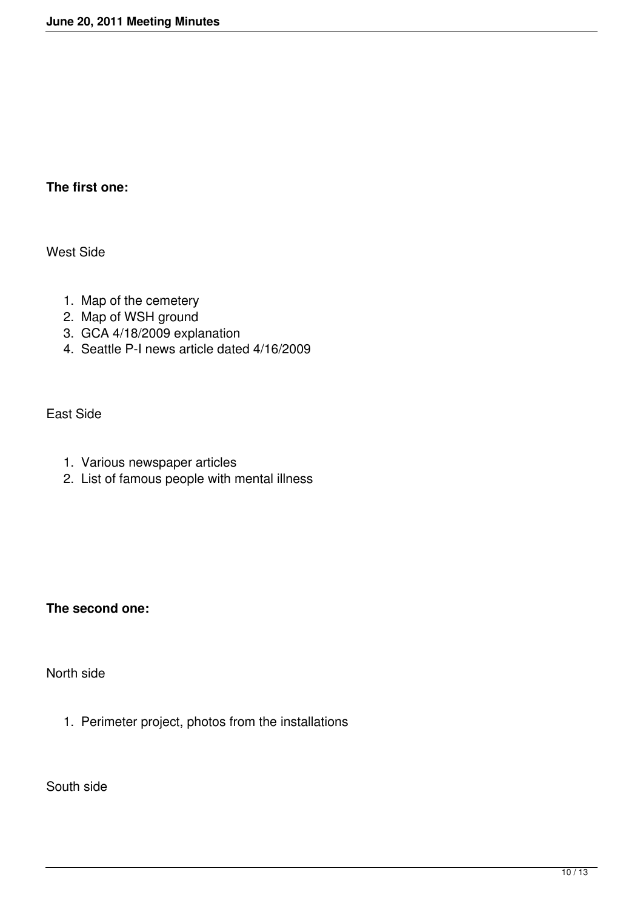**The first one:**

West Side

1. Map of the cemetery
2. Map of WSH ground
3. GCA 4/18/2009 explanation
4. Seattle P-I news article dated 4/16/2009

East Side

1. Various newspaper articles
2. List of famous people with mental illness

**The second one:**

North side

1. Perimeter project, photos from the installations

South side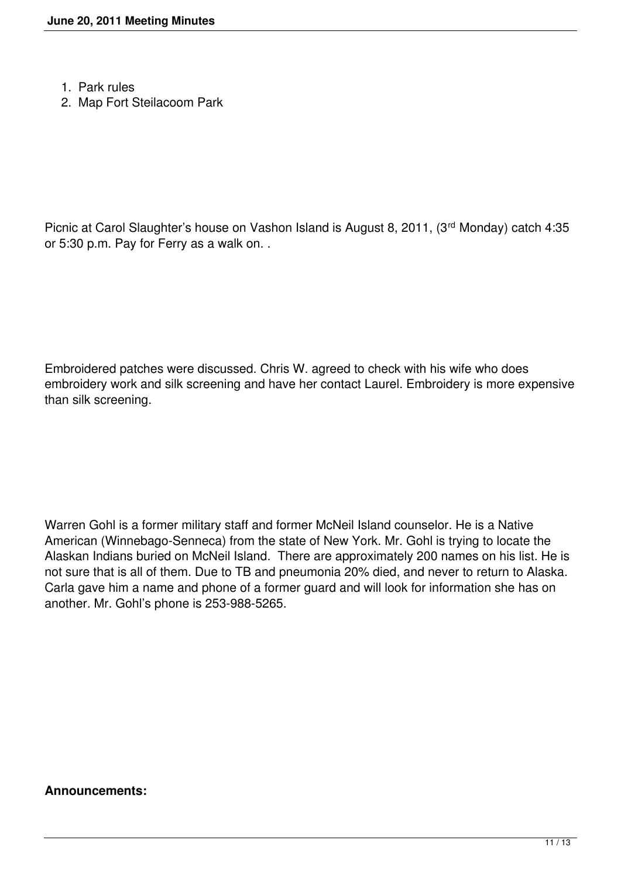1. Park rules
2. Map Fort Steilacoom Park

Picnic at Carol Slaughter's house on Vashon Island is August 8, 2011, (3rd Monday) catch 4:35 or 5:30 p.m. Pay for Ferry as a walk on. .

Embroidered patches were discussed. Chris W. agreed to check with his wife who does embroidery work and silk screening and have her contact Laurel. Embroidery is more expensive than silk screening.

Warren Gohl is a former military staff and former McNeil Island counselor. He is a Native American (Winnebago-Senneca) from the state of New York. Mr. Gohl is trying to locate the Alaskan Indians buried on McNeil Island. There are approximately 200 names on his list. He is not sure that is all of them. Due to TB and pneumonia 20% died, and never to return to Alaska. Carla gave him a name and phone of a former guard and will look for information she has on another. Mr. Gohl's phone is 253-988-5265.

**Announcements:**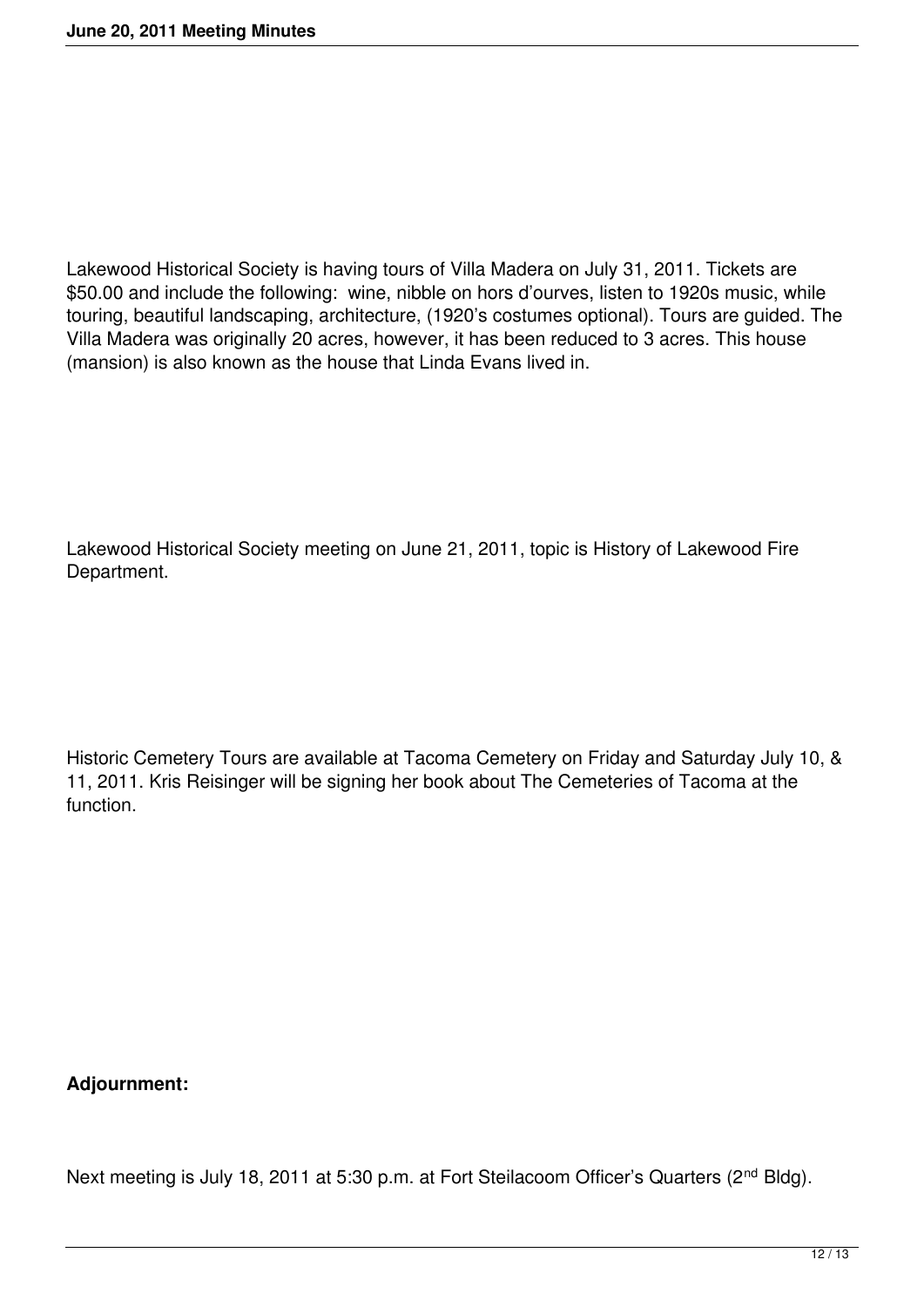Lakewood Historical Society is having tours of Villa Madera on July 31, 2011. Tickets are $50.00 and include the following:  wine, nibble on hors d'ourves, listen to 1920s music, while touring, beautiful landscaping, architecture, (1920's costumes optional). Tours are guided. The Villa Madera was originally 20 acres, however, it has been reduced to 3 acres. This house (mansion) is also known as the house that Linda Evans lived in.

Lakewood Historical Society meeting on June 21, 2011, topic is History of Lakewood Fire Department.

Historic Cemetery Tours are available at Tacoma Cemetery on Friday and Saturday July 10, & 11, 2011. Kris Reisinger will be signing her book about The Cemeteries of Tacoma at the function.

**Adjournment:**

Next meeting is July 18, 2011 at 5:30 p.m. at Fort Steilacoom Officer's Quarters (2nd Bldg).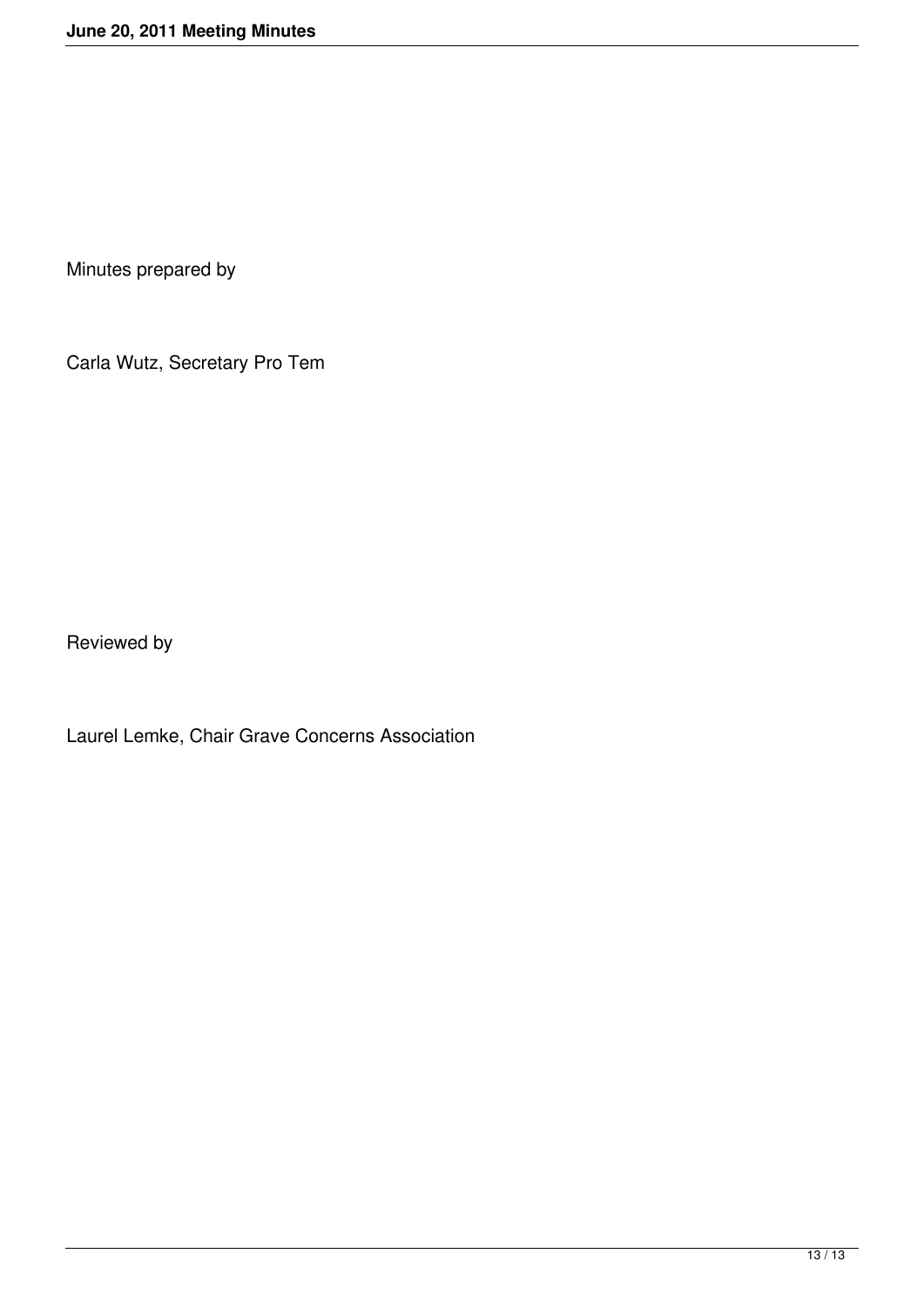Minutes prepared by

Carla Wutz, Secretary Pro Tem

Reviewed by

Laurel Lemke, Chair Grave Concerns Association